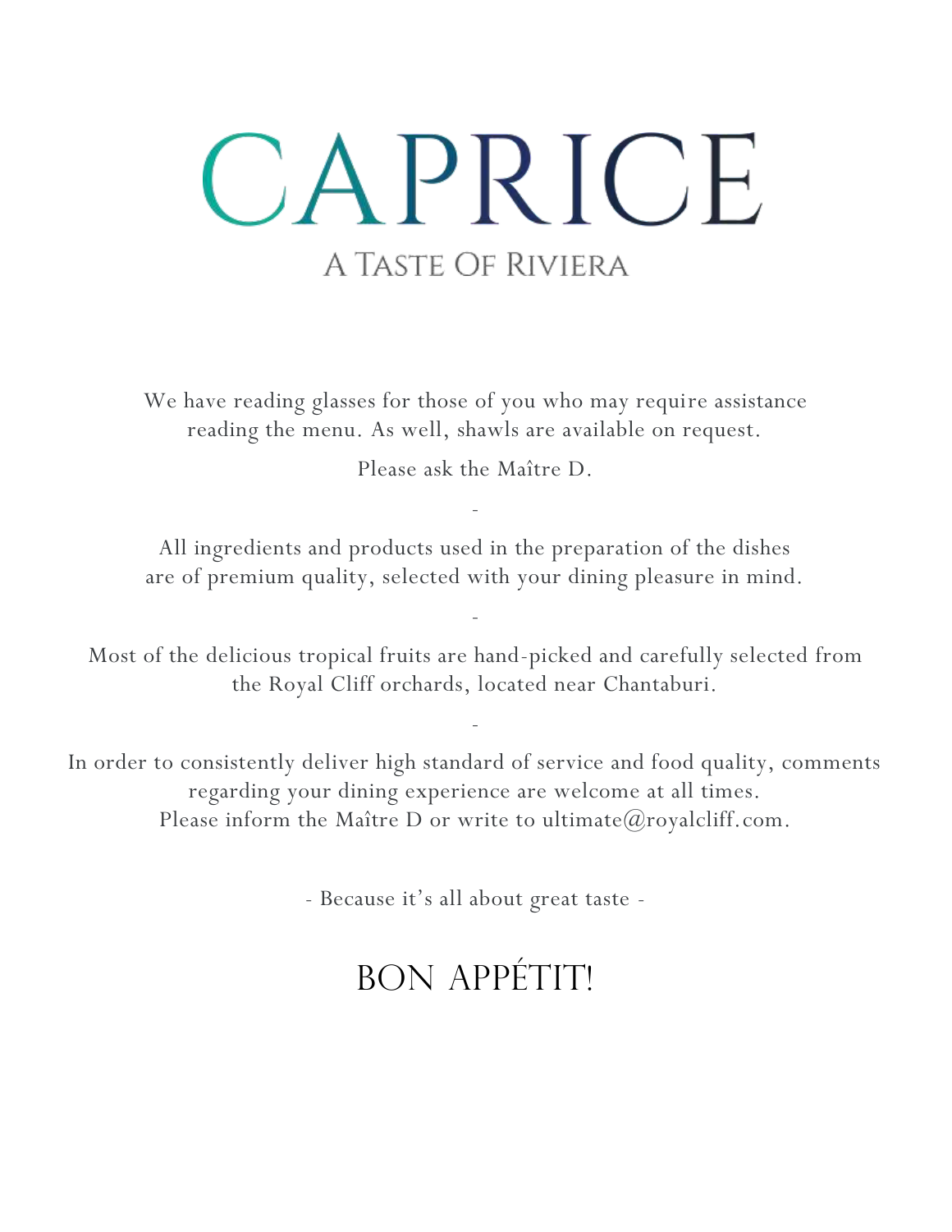# CAPRICE

## A Taste Of Riviera

We have reading glasses for those of you who may require assistance reading the menu. As well, shawls are available on request.

Please ask the Maître D.

-

All ingredients and products used in the preparation of the dishes are of premium quality, selected with your dining pleasure in mind.

-

Most of the delicious tropical fruits are hand-picked and carefully selected from the Royal Cliff orchards, located near Chantaburi.

-

In order to consistently deliver high standard of service and food quality, comments regarding your dining experience are welcome at all times.
Please inform the Maître D or write to ultimate@royalcliff.com.

- Because it's all about great taste -

## BON APPÉTIT!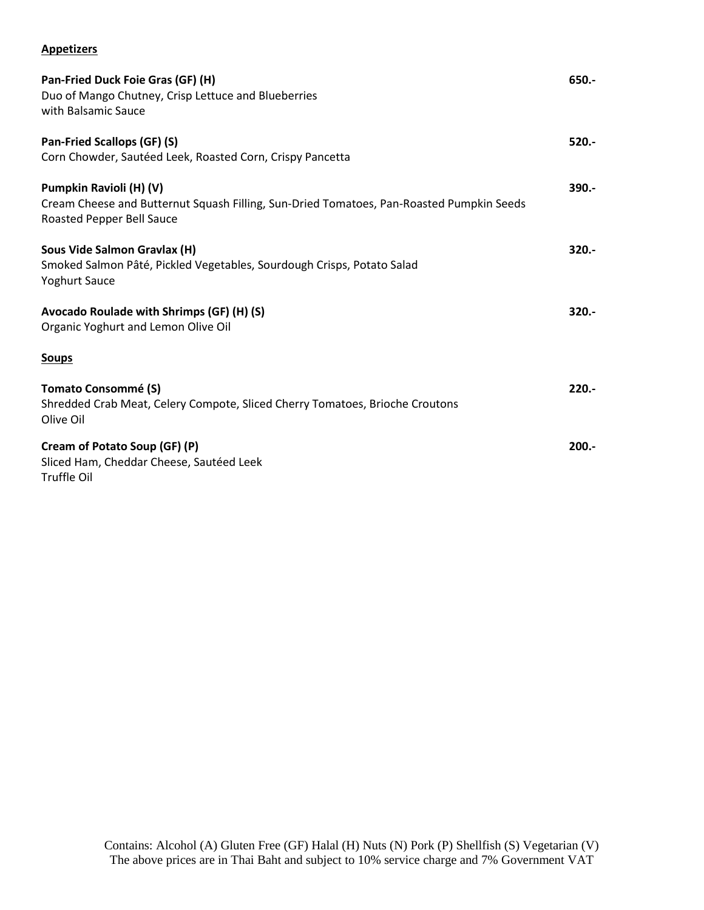## Appetizers

**Pan-Fried Duck Foie Gras (GF) (H)** **650.-**
Duo of Mango Chutney, Crisp Lettuce and Blueberries
with Balsamic Sauce

**Pan-Fried Scallops (GF) (S)** **520.-**
Corn Chowder, Sautéed Leek, Roasted Corn, Crispy Pancetta

**Pumpkin Ravioli (H) (V)** **390.-**
Cream Cheese and Butternut Squash Filling, Sun-Dried Tomatoes, Pan-Roasted Pumpkin Seeds
Roasted Pepper Bell Sauce

**Sous Vide Salmon Gravlax (H)** **320.-**
Smoked Salmon Pâté, Pickled Vegetables, Sourdough Crisps, Potato Salad
Yoghurt Sauce

**Avocado Roulade with Shrimps (GF) (H) (S)** **320.-**
Organic Yoghurt and Lemon Olive Oil

## Soups

**Tomato Consommé (S)** **220.-**
Shredded Crab Meat, Celery Compote, Sliced Cherry Tomatoes, Brioche Croutons
Olive Oil

**Cream of Potato Soup (GF) (P)** **200.-**
Sliced Ham, Cheddar Cheese, Sautéed Leek
Truffle Oil

Contains: Alcohol (A) Gluten Free (GF) Halal (H) Nuts (N) Pork (P) Shellfish (S) Vegetarian (V)
The above prices are in Thai Baht and subject to 10% service charge and 7% Government VAT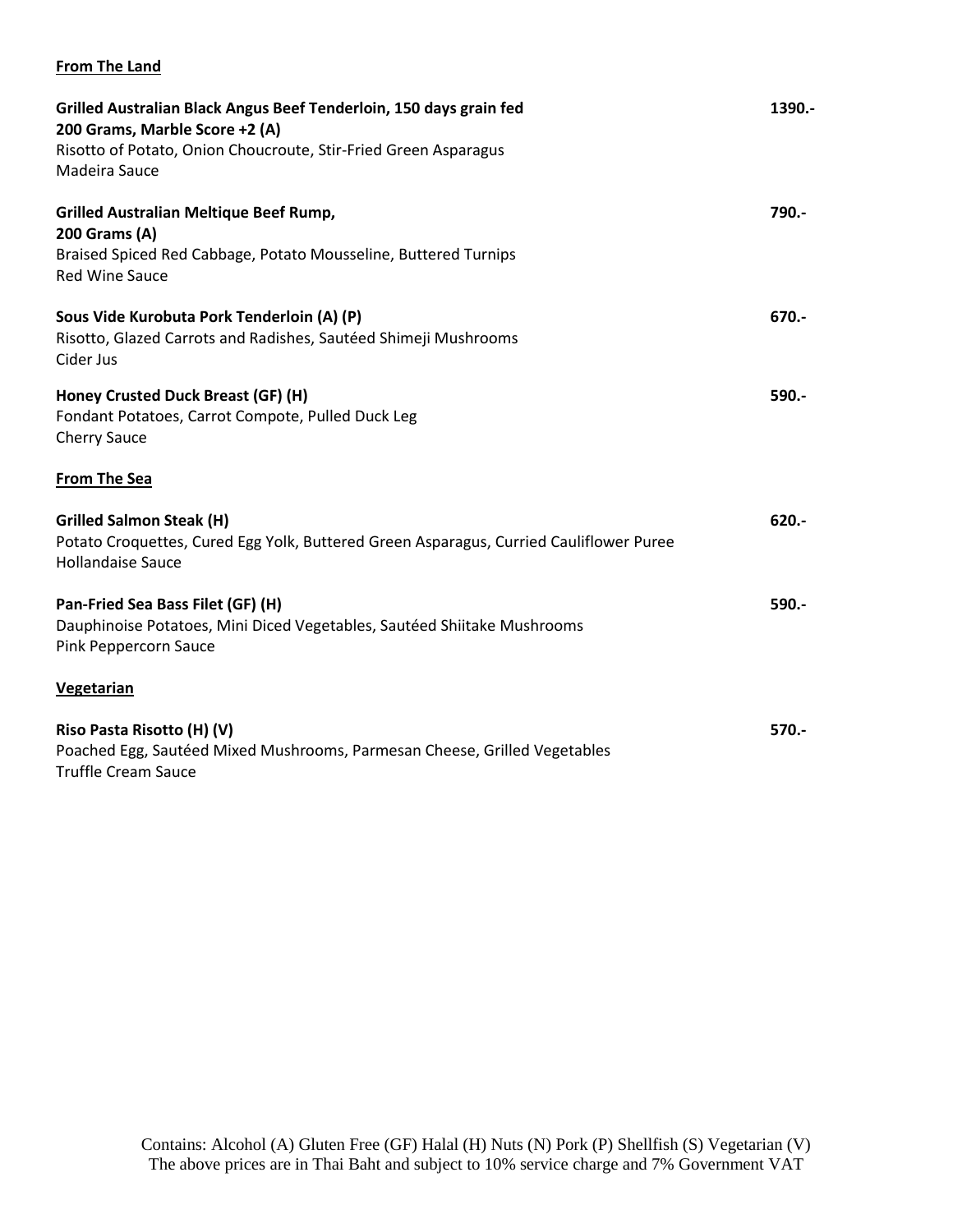## From The Land

**Grilled Australian Black Angus Beef Tenderloin, 150 days grain fed**
**200 Grams, Marble Score +2 (A)** — **1390.-**
Risotto of Potato, Onion Choucroute, Stir-Fried Green Asparagus
Madeira Sauce

**Grilled Australian Meltique Beef Rump,**
**200 Grams (A)** — **790.-**
Braised Spiced Red Cabbage, Potato Mousseline, Buttered Turnips
Red Wine Sauce

**Sous Vide Kurobuta Pork Tenderloin (A) (P)** — **670.-**
Risotto, Glazed Carrots and Radishes, Sautéed Shimeji Mushrooms
Cider Jus

**Honey Crusted Duck Breast (GF) (H)** — **590.-**
Fondant Potatoes, Carrot Compote, Pulled Duck Leg
Cherry Sauce

## From The Sea

**Grilled Salmon Steak (H)** — **620.-**
Potato Croquettes, Cured Egg Yolk, Buttered Green Asparagus, Curried Cauliflower Puree
Hollandaise Sauce

**Pan-Fried Sea Bass Filet (GF) (H)** — **590.-**
Dauphinoise Potatoes, Mini Diced Vegetables, Sautéed Shiitake Mushrooms
Pink Peppercorn Sauce

## Vegetarian

**Riso Pasta Risotto (H) (V)** — **570.-**
Poached Egg, Sautéed Mixed Mushrooms, Parmesan Cheese, Grilled Vegetables
Truffle Cream Sauce

Contains: Alcohol (A) Gluten Free (GF) Halal (H) Nuts (N) Pork (P) Shellfish (S) Vegetarian (V)
The above prices are in Thai Baht and subject to 10% service charge and 7% Government VAT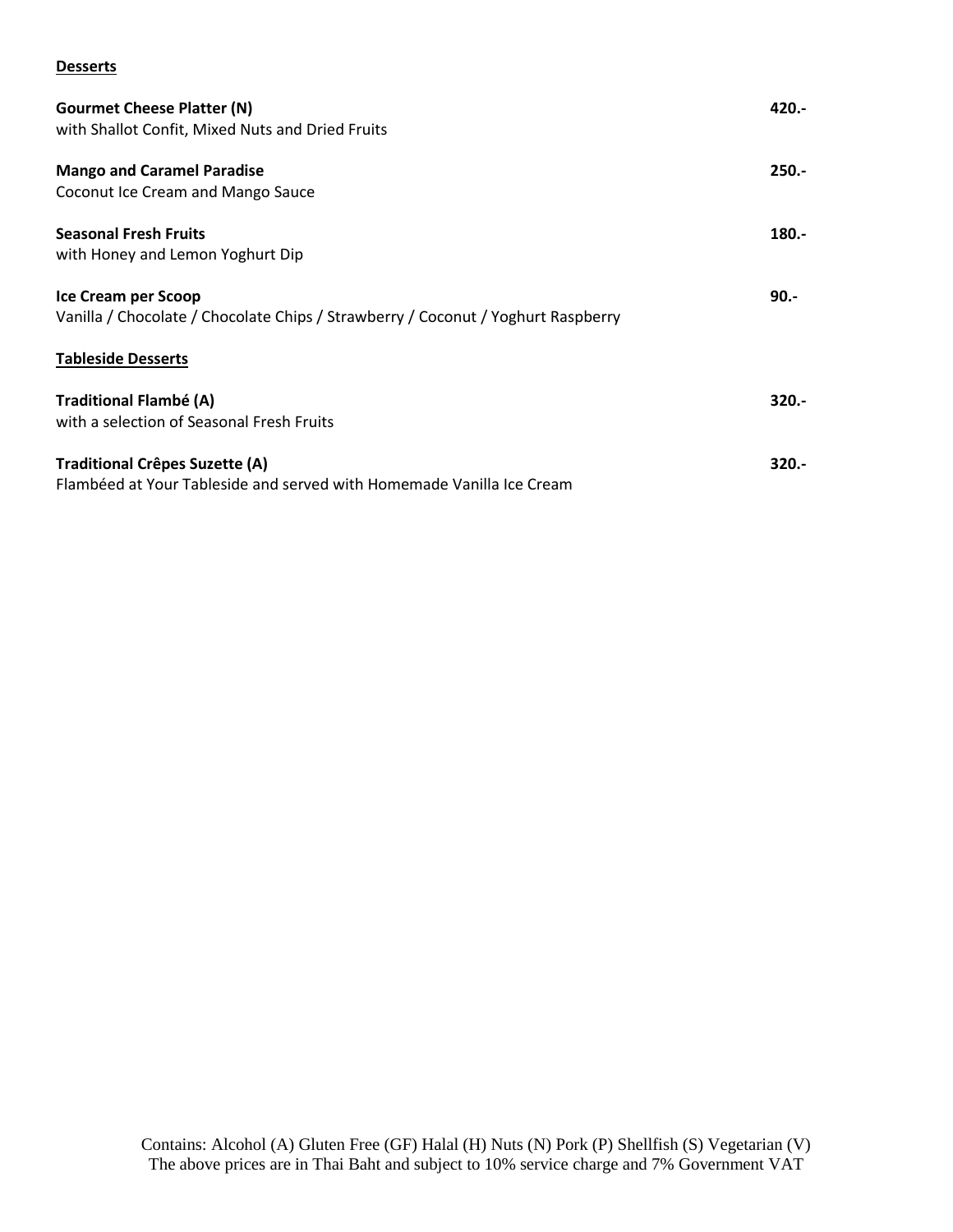## Desserts

**Gourmet Cheese Platter (N)** **420.-**
with Shallot Confit, Mixed Nuts and Dried Fruits

**Mango and Caramel Paradise** **250.-**
Coconut Ice Cream and Mango Sauce

**Seasonal Fresh Fruits** **180.-**
with Honey and Lemon Yoghurt Dip

**Ice Cream per Scoop** **90.-**
Vanilla / Chocolate / Chocolate Chips / Strawberry / Coconut / Yoghurt Raspberry

## Tableside Desserts

**Traditional Flambé (A)** **320.-**
with a selection of Seasonal Fresh Fruits

**Traditional Crêpes Suzette (A)** **320.-**
Flambéed at Your Tableside and served with Homemade Vanilla Ice Cream

Contains: Alcohol (A) Gluten Free (GF) Halal (H) Nuts (N) Pork (P) Shellfish (S) Vegetarian (V)
The above prices are in Thai Baht and subject to 10% service charge and 7% Government VAT